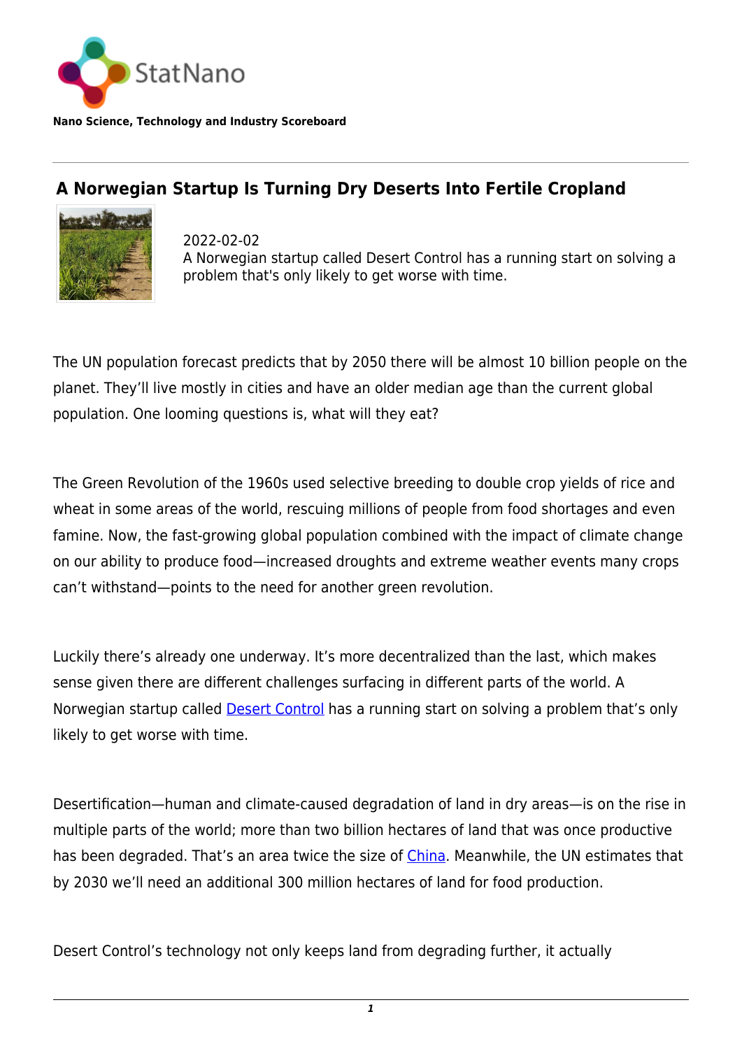Nano Science, Technology and Industry Scoreboard

# A Norwegian Startup Is Turning Dry Deserts Into Fertile Cropland

2022-02-02
A Norwegian startup called Desert Control has a running start on solving a problem that's only likely to get worse with time.

The UN population forecast predicts that by 2050 there will be almost 10 billion people on the planet. They'll live mostly in cities and have an older median age than the current global population. One looming questions is, what will they eat?

The Green Revolution of the 1960s used selective breeding to double crop yields of rice and wheat in some areas of the world, rescuing millions of people from food shortages and even famine. Now, the fast-growing global population combined with the impact of climate change on our ability to produce food—increased droughts and extreme weather events many crops can't withstand—points to the need for another green revolution.

Luckily there's already one underway. It's more decentralized than the last, which makes sense given there are different challenges surfacing in different parts of the world. A Norwegian startup called Desert Control has a running start on solving a problem that's only likely to get worse with time.

Desertification—human and climate-caused degradation of land in dry areas—is on the rise in multiple parts of the world; more than two billion hectares of land that was once productive has been degraded. That's an area twice the size of China. Meanwhile, the UN estimates that by 2030 we'll need an additional 300 million hectares of land for food production.

Desert Control's technology not only keeps land from degrading further, it actually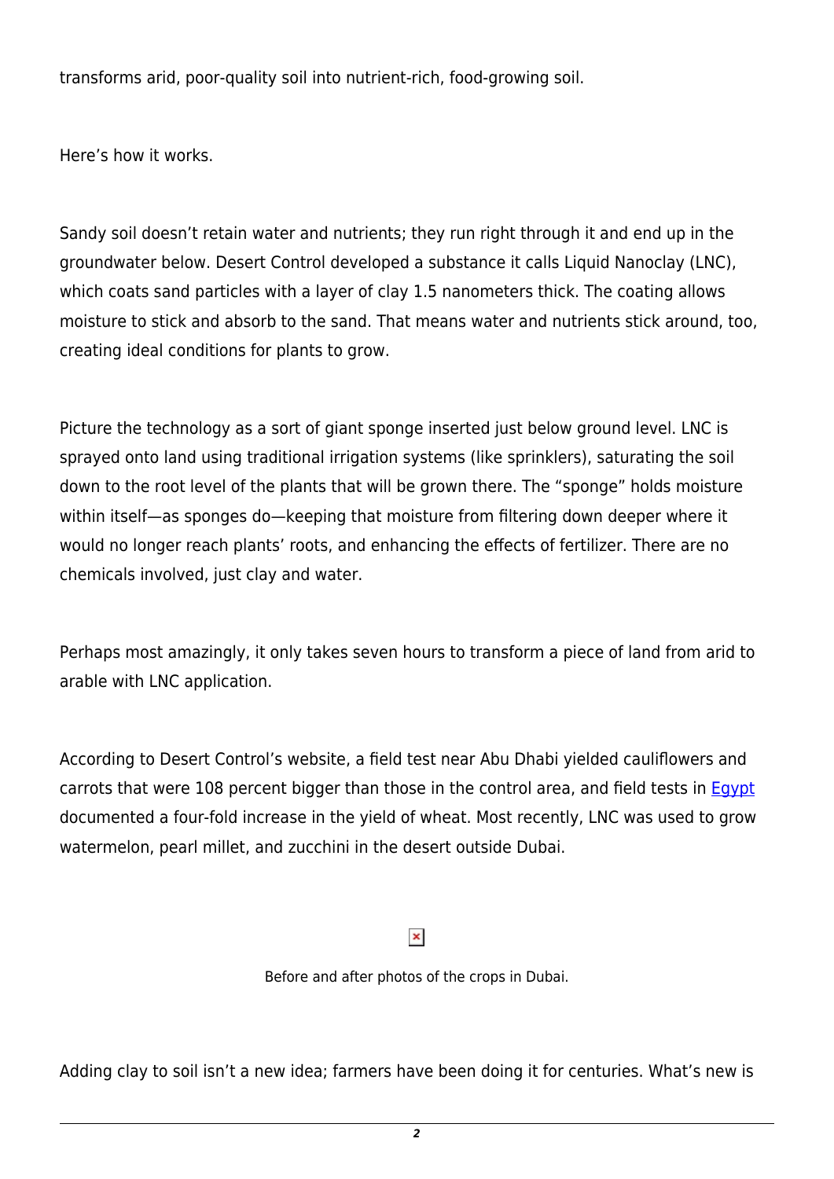transforms arid, poor-quality soil into nutrient-rich, food-growing soil.

Here's how it works.

Sandy soil doesn't retain water and nutrients; they run right through it and end up in the groundwater below. Desert Control developed a substance it calls Liquid Nanoclay (LNC), which coats sand particles with a layer of clay 1.5 nanometers thick. The coating allows moisture to stick and absorb to the sand. That means water and nutrients stick around, too, creating ideal conditions for plants to grow.

Picture the technology as a sort of giant sponge inserted just below ground level. LNC is sprayed onto land using traditional irrigation systems (like sprinklers), saturating the soil down to the root level of the plants that will be grown there. The "sponge" holds moisture within itself—as sponges do—keeping that moisture from filtering down deeper where it would no longer reach plants' roots, and enhancing the effects of fertilizer. There are no chemicals involved, just clay and water.

Perhaps most amazingly, it only takes seven hours to transform a piece of land from arid to arable with LNC application.

According to Desert Control's website, a field test near Abu Dhabi yielded cauliflowers and carrots that were 108 percent bigger than those in the control area, and field tests in Egypt documented a four-fold increase in the yield of wheat. Most recently, LNC was used to grow watermelon, pearl millet, and zucchini in the desert outside Dubai.

Before and after photos of the crops in Dubai.

Adding clay to soil isn't a new idea; farmers have been doing it for centuries. What's new is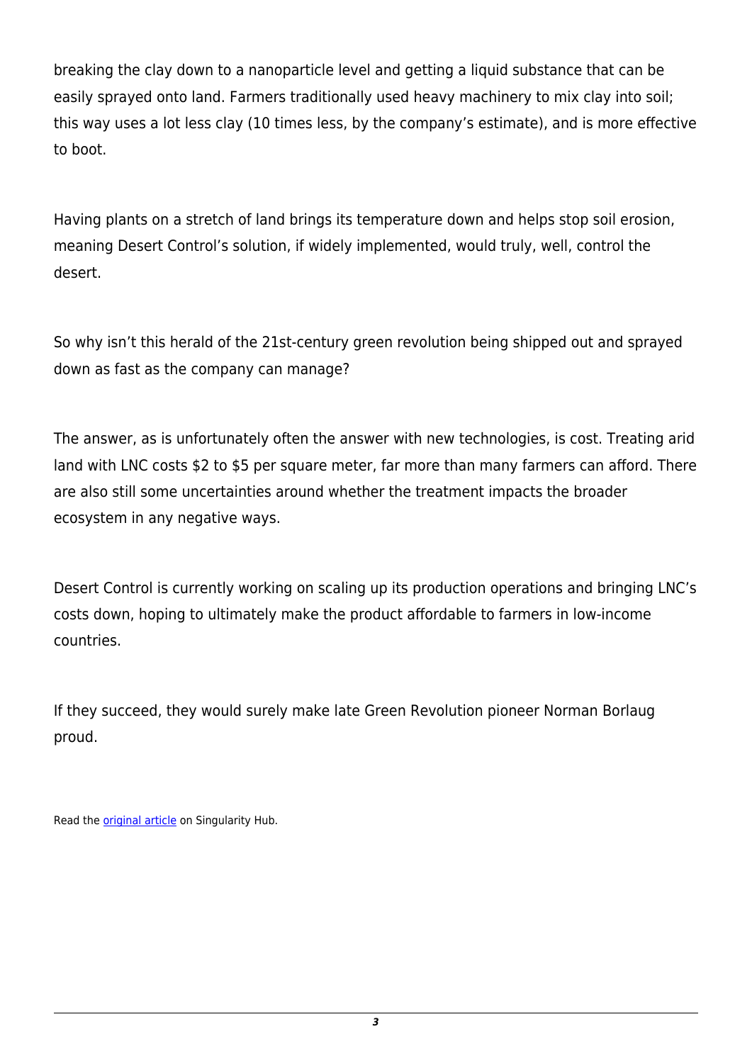breaking the clay down to a nanoparticle level and getting a liquid substance that can be easily sprayed onto land. Farmers traditionally used heavy machinery to mix clay into soil; this way uses a lot less clay (10 times less, by the company's estimate), and is more effective to boot.

Having plants on a stretch of land brings its temperature down and helps stop soil erosion, meaning Desert Control's solution, if widely implemented, would truly, well, control the desert.

So why isn't this herald of the 21st-century green revolution being shipped out and sprayed down as fast as the company can manage?

The answer, as is unfortunately often the answer with new technologies, is cost. Treating arid land with LNC costs $2 to $5 per square meter, far more than many farmers can afford. There are also still some uncertainties around whether the treatment impacts the broader ecosystem in any negative ways.

Desert Control is currently working on scaling up its production operations and bringing LNC's costs down, hoping to ultimately make the product affordable to farmers in low-income countries.

If they succeed, they would surely make late Green Revolution pioneer Norman Borlaug proud.

Read the [original article] on Singularity Hub.